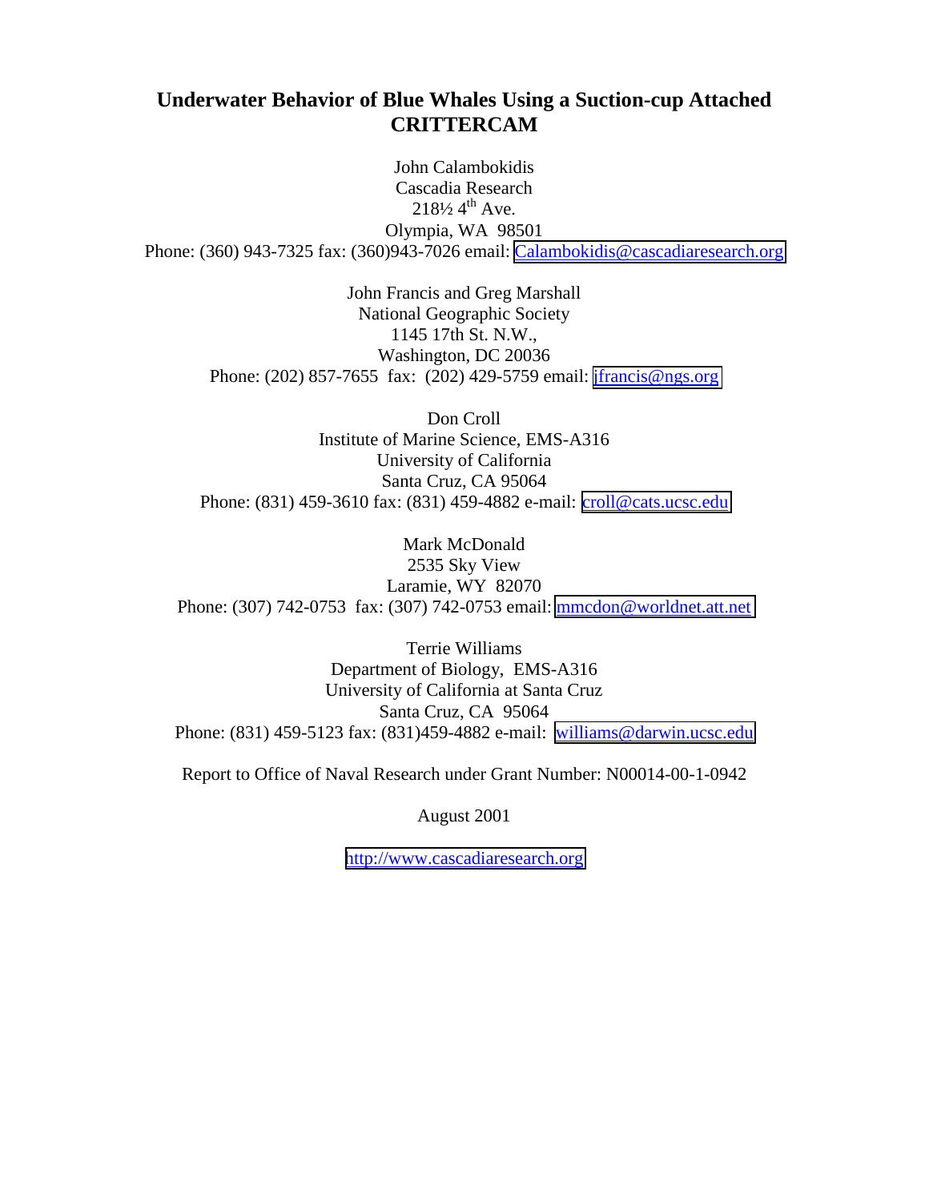# Underwater Behavior of Blue Whales Using a Suction-cup Attached CRITTERCAM

John Calambokidis
Cascadia Research
218½ 4th Ave.
Olympia, WA 98501
Phone: (360) 943-7325 fax: (360)943-7026 email: Calambokidis@cascadiaresearch.org

John Francis and Greg Marshall
National Geographic Society
1145 17th St. N.W.,
Washington, DC 20036
Phone: (202) 857-7655 fax: (202) 429-5759 email: jfrancis@ngs.org

Don Croll
Institute of Marine Science, EMS-A316
University of California
Santa Cruz, CA 95064
Phone: (831) 459-3610 fax: (831) 459-4882 e-mail: croll@cats.ucsc.edu

Mark McDonald
2535 Sky View
Laramie, WY 82070
Phone: (307) 742-0753 fax: (307) 742-0753 email: mmcdon@worldnet.att.net

Terrie Williams
Department of Biology, EMS-A316
University of California at Santa Cruz
Santa Cruz, CA 95064
Phone: (831) 459-5123 fax: (831)459-4882 e-mail: williams@darwin.ucsc.edu

Report to Office of Naval Research under Grant Number: N00014-00-1-0942

August 2001

http://www.cascadiaresearch.org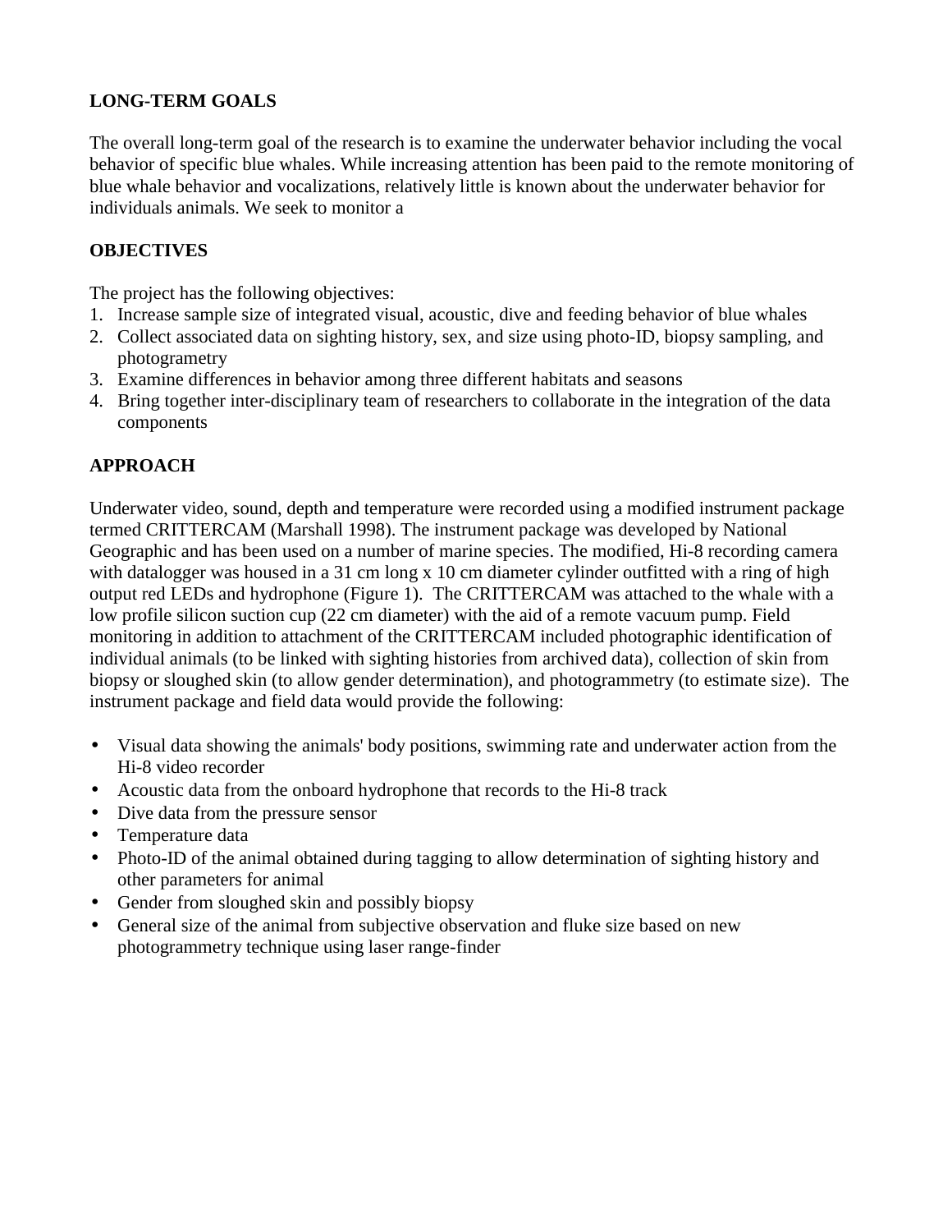## LONG-TERM GOALS

The overall long-term goal of the research is to examine the underwater behavior including the vocal behavior of specific blue whales. While increasing attention has been paid to the remote monitoring of blue whale behavior and vocalizations, relatively little is known about the underwater behavior for individuals animals. We seek to monitor a

## OBJECTIVES

The project has the following objectives:

1. Increase sample size of integrated visual, acoustic, dive and feeding behavior of blue whales
2. Collect associated data on sighting history, sex, and size using photo-ID, biopsy sampling, and photogrametry
3. Examine differences in behavior among three different habitats and seasons
4. Bring together inter-disciplinary team of researchers to collaborate in the integration of the data components

## APPROACH

Underwater video, sound, depth and temperature were recorded using a modified instrument package termed CRITTERCAM (Marshall 1998). The instrument package was developed by National Geographic and has been used on a number of marine species. The modified, Hi-8 recording camera with datalogger was housed in a 31 cm long x 10 cm diameter cylinder outfitted with a ring of high output red LEDs and hydrophone (Figure 1). The CRITTERCAM was attached to the whale with a low profile silicon suction cup (22 cm diameter) with the aid of a remote vacuum pump. Field monitoring in addition to attachment of the CRITTERCAM included photographic identification of individual animals (to be linked with sighting histories from archived data), collection of skin from biopsy or sloughed skin (to allow gender determination), and photogrammetry (to estimate size). The instrument package and field data would provide the following:

- Visual data showing the animals' body positions, swimming rate and underwater action from the Hi-8 video recorder
- Acoustic data from the onboard hydrophone that records to the Hi-8 track
- Dive data from the pressure sensor
- Temperature data
- Photo-ID of the animal obtained during tagging to allow determination of sighting history and other parameters for animal
- Gender from sloughed skin and possibly biopsy
- General size of the animal from subjective observation and fluke size based on new photogrammetry technique using laser range-finder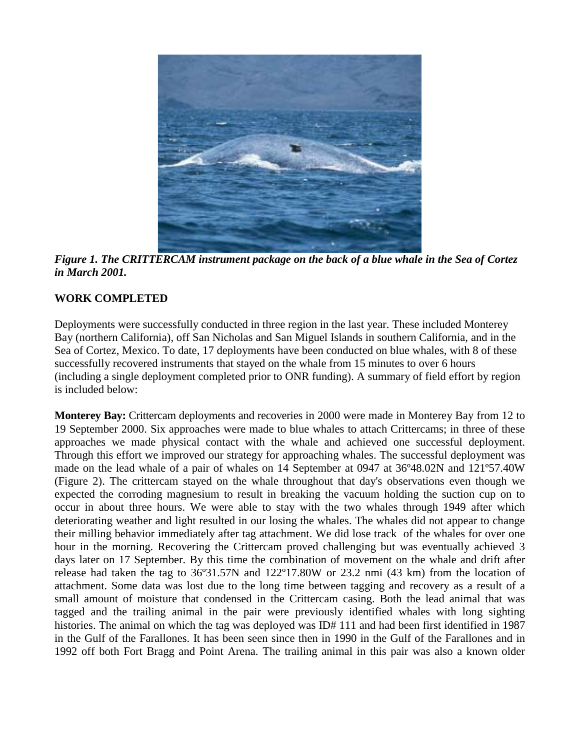***Figure 1. The CRITTERCAM instrument package on the back of a blue whale in the Sea of Cortez in March 2001.***

## WORK COMPLETED

Deployments were successfully conducted in three region in the last year. These included Monterey Bay (northern California), off San Nicholas and San Miguel Islands in southern California, and in the Sea of Cortez, Mexico. To date, 17 deployments have been conducted on blue whales, with 8 of these successfully recovered instruments that stayed on the whale from 15 minutes to over 6 hours (including a single deployment completed prior to ONR funding). A summary of field effort by region is included below:

**Monterey Bay:** Crittercam deployments and recoveries in 2000 were made in Monterey Bay from 12 to 19 September 2000. Six approaches were made to blue whales to attach Crittercams; in three of these approaches we made physical contact with the whale and achieved one successful deployment. Through this effort we improved our strategy for approaching whales. The successful deployment was made on the lead whale of a pair of whales on 14 September at 0947 at 36º48.02N and 121º57.40W (Figure 2). The crittercam stayed on the whale throughout that day's observations even though we expected the corroding magnesium to result in breaking the vacuum holding the suction cup on to occur in about three hours. We were able to stay with the two whales through 1949 after which deteriorating weather and light resulted in our losing the whales. The whales did not appear to change their milling behavior immediately after tag attachment. We did lose track of the whales for over one hour in the morning. Recovering the Crittercam proved challenging but was eventually achieved 3 days later on 17 September. By this time the combination of movement on the whale and drift after release had taken the tag to 36º31.57N and 122º17.80W or 23.2 nmi (43 km) from the location of attachment. Some data was lost due to the long time between tagging and recovery as a result of a small amount of moisture that condensed in the Crittercam casing. Both the lead animal that was tagged and the trailing animal in the pair were previously identified whales with long sighting histories. The animal on which the tag was deployed was ID# 111 and had been first identified in 1987 in the Gulf of the Farallones. It has been seen since then in 1990 in the Gulf of the Farallones and in 1992 off both Fort Bragg and Point Arena. The trailing animal in this pair was also a known older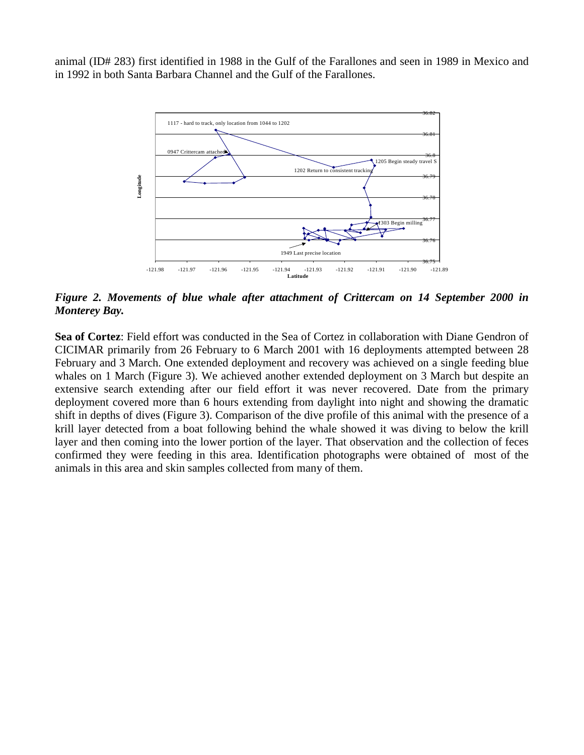animal (ID# 283) first identified in 1988 in the Gulf of the Farallones and seen in 1989 in Mexico and in 1992 in both Santa Barbara Channel and the Gulf of the Farallones.

***Figure 2. Movements of blue whale after attachment of Crittercam on 14 September 2000 in Monterey Bay.***

**Sea of Cortez**: Field effort was conducted in the Sea of Cortez in collaboration with Diane Gendron of CICIMAR primarily from 26 February to 6 March 2001 with 16 deployments attempted between 28 February and 3 March. One extended deployment and recovery was achieved on a single feeding blue whales on 1 March (Figure 3). We achieved another extended deployment on 3 March but despite an extensive search extending after our field effort it was never recovered. Date from the primary deployment covered more than 6 hours extending from daylight into night and showing the dramatic shift in depths of dives (Figure 3). Comparison of the dive profile of this animal with the presence of a krill layer detected from a boat following behind the whale showed it was diving to below the krill layer and then coming into the lower portion of the layer. That observation and the collection of feces confirmed they were feeding in this area. Identification photographs were obtained of most of the animals in this area and skin samples collected from many of them.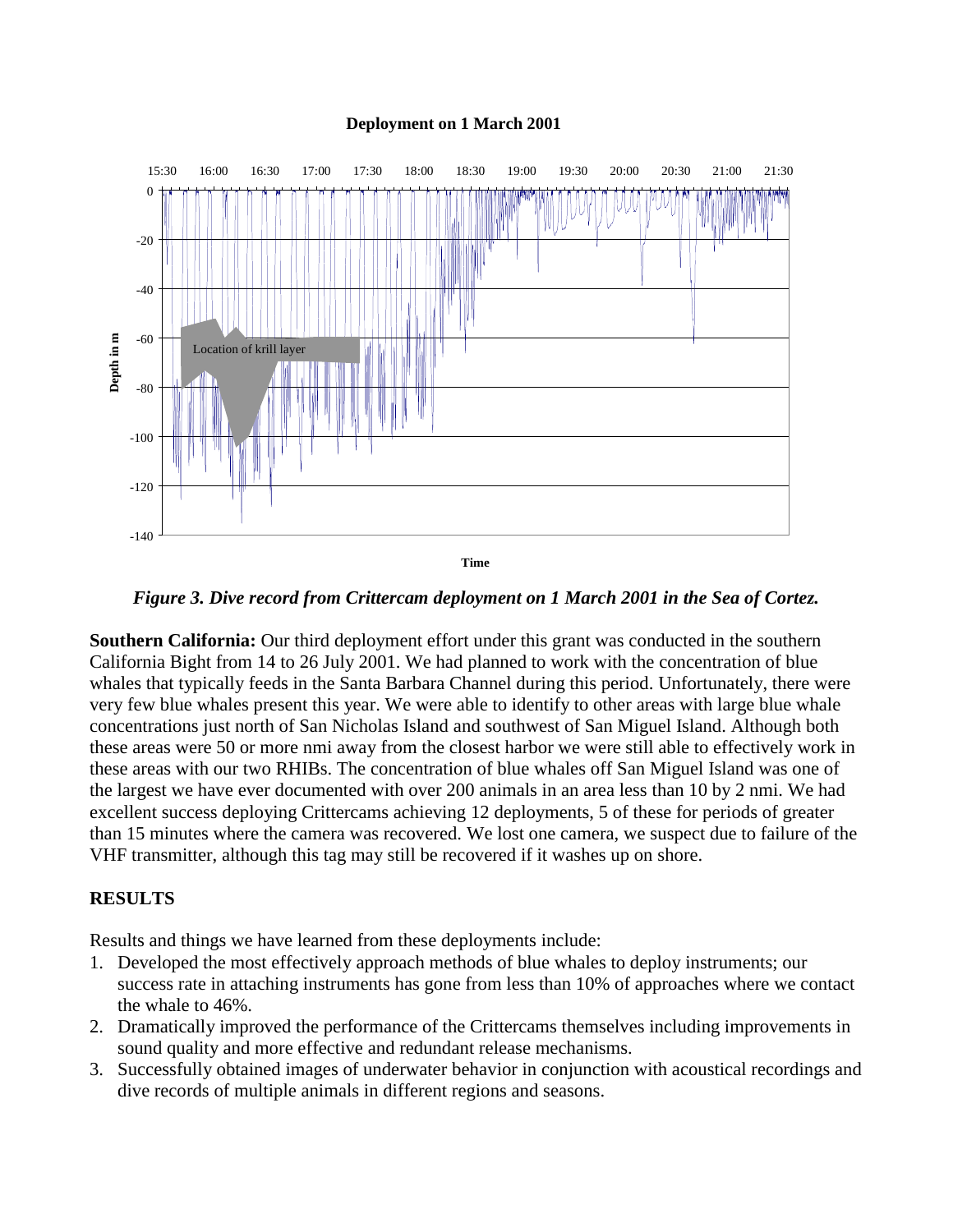**Deployment on 1 March 2001**

*Figure 3. Dive record from Crittercam deployment on 1 March 2001 in the Sea of Cortez.*

**Southern California:** Our third deployment effort under this grant was conducted in the southern California Bight from 14 to 26 July 2001. We had planned to work with the concentration of blue whales that typically feeds in the Santa Barbara Channel during this period. Unfortunately, there were very few blue whales present this year. We were able to identify to other areas with large blue whale concentrations just north of San Nicholas Island and southwest of San Miguel Island. Although both these areas were 50 or more nmi away from the closest harbor we were still able to effectively work in these areas with our two RHIBs. The concentration of blue whales off San Miguel Island was one of the largest we have ever documented with over 200 animals in an area less than 10 by 2 nmi. We had excellent success deploying Crittercams achieving 12 deployments, 5 of these for periods of greater than 15 minutes where the camera was recovered. We lost one camera, we suspect due to failure of the VHF transmitter, although this tag may still be recovered if it washes up on shore.

## RESULTS

Results and things we have learned from these deployments include:

1. Developed the most effectively approach methods of blue whales to deploy instruments; our success rate in attaching instruments has gone from less than 10% of approaches where we contact the whale to 46%.
2. Dramatically improved the performance of the Crittercams themselves including improvements in sound quality and more effective and redundant release mechanisms.
3. Successfully obtained images of underwater behavior in conjunction with acoustical recordings and dive records of multiple animals in different regions and seasons.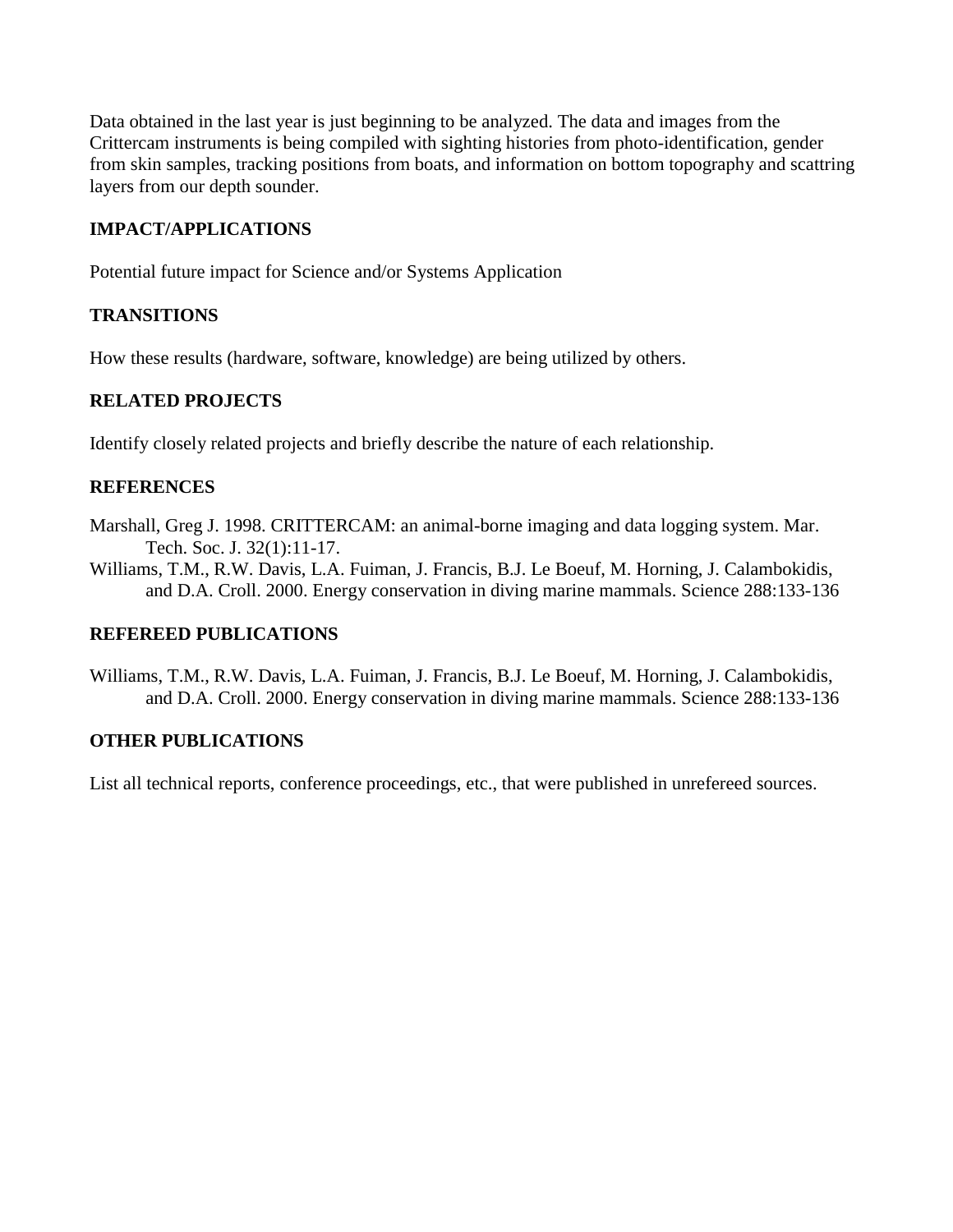Data obtained in the last year is just beginning to be analyzed. The data and images from the Crittercam instruments is being compiled with sighting histories from photo-identification, gender from skin samples, tracking positions from boats, and information on bottom topography and scattring layers from our depth sounder.

## IMPACT/APPLICATIONS

Potential future impact for Science and/or Systems Application

## TRANSITIONS

How these results (hardware, software, knowledge) are being utilized by others.

## RELATED PROJECTS

Identify closely related projects and briefly describe the nature of each relationship.

## REFERENCES

Marshall, Greg J. 1998. CRITTERCAM: an animal-borne imaging and data logging system. Mar. Tech. Soc. J. 32(1):11-17.

Williams, T.M., R.W. Davis, L.A. Fuiman, J. Francis, B.J. Le Boeuf, M. Horning, J. Calambokidis, and D.A. Croll. 2000. Energy conservation in diving marine mammals. Science 288:133-136

## REFEREED PUBLICATIONS

Williams, T.M., R.W. Davis, L.A. Fuiman, J. Francis, B.J. Le Boeuf, M. Horning, J. Calambokidis, and D.A. Croll. 2000. Energy conservation in diving marine mammals. Science 288:133-136

## OTHER PUBLICATIONS

List all technical reports, conference proceedings, etc., that were published in unrefereed sources.